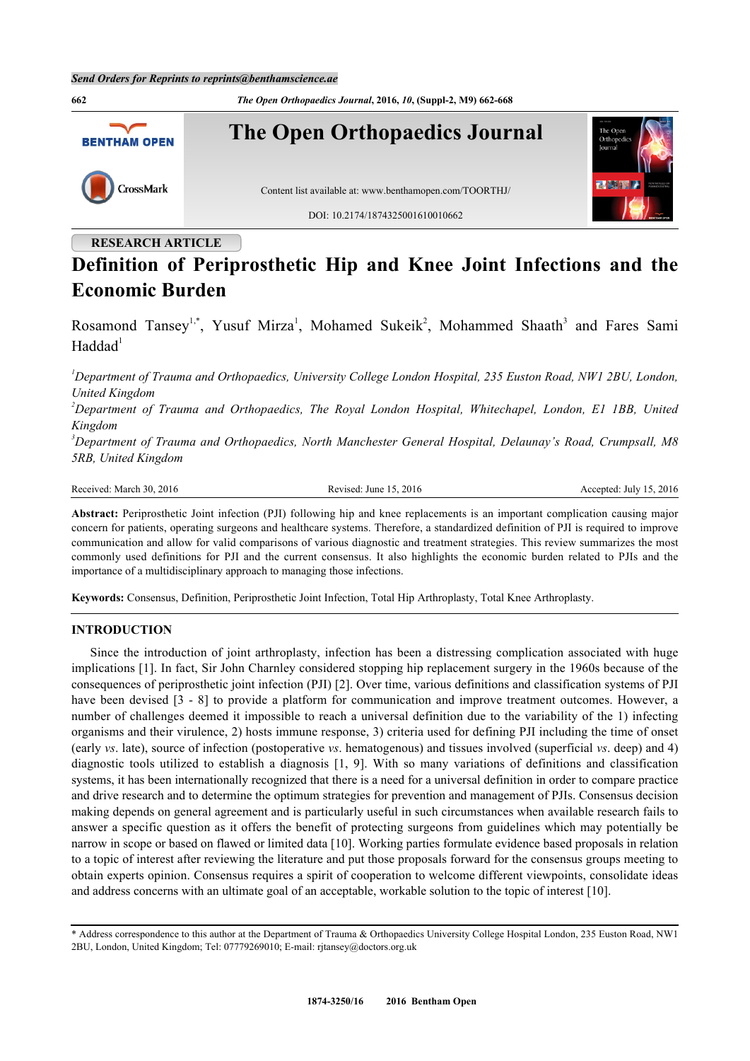RESEARCH ARTICLE

# Definition of Periprosthetic Hip and Knee Joint Infections and the Economic Burden

Rosamond Tansey[1,*], Yusuf Mirza[1], Mohamed Sukeik[2], Mohammed Shaath[3] and Fares Sami Haddad[1]

[1]*Department of Trauma and Orthopaedics, University College London Hospital, 235 Euston Road, NW1 2BU, London, United Kingdom*

[2]*Department of Trauma and Orthopaedics, The Royal London Hospital, Whitechapel, London, E1 1BB, United Kingdom*

[3]*Department of Trauma and Orthopaedics, North Manchester General Hospital, Delaunay's Road, Crumpsall, M8 5RB, United Kingdom*

Received: March 30, 2016 Revised: June 15, 2016 Accepted: July 15, 2016

**Abstract:** Periprosthetic Joint infection (PJI) following hip and knee replacements is an important complication causing major concern for patients, operating surgeons and healthcare systems. Therefore, a standardized definition of PJI is required to improve communication and allow for valid comparisons of various diagnostic and treatment strategies. This review summarizes the most commonly used definitions for PJI and the current consensus. It also highlights the economic burden related to PJIs and the importance of a multidisciplinary approach to managing those infections.

**Keywords:** Consensus, Definition, Periprosthetic Joint Infection, Total Hip Arthroplasty, Total Knee Arthroplasty.

## INTRODUCTION

Since the introduction of joint arthroplasty, infection has been a distressing complication associated with huge implications [1]. In fact, Sir John Charnley considered stopping hip replacement surgery in the 1960s because of the consequences of periprosthetic joint infection (PJI) [2]. Over time, various definitions and classification systems of PJI have been devised [3 - 8] to provide a platform for communication and improve treatment outcomes. However, a number of challenges deemed it impossible to reach a universal definition due to the variability of the 1) infecting organisms and their virulence, 2) hosts immune response, 3) criteria used for defining PJI including the time of onset (early *vs*. late), source of infection (postoperative *vs*. hematogenous) and tissues involved (superficial *vs*. deep) and 4) diagnostic tools utilized to establish a diagnosis [1, 9]. With so many variations of definitions and classification systems, it has been internationally recognized that there is a need for a universal definition in order to compare practice and drive research and to determine the optimum strategies for prevention and management of PJIs. Consensus decision making depends on general agreement and is particularly useful in such circumstances when available research fails to answer a specific question as it offers the benefit of protecting surgeons from guidelines which may potentially be narrow in scope or based on flawed or limited data [10]. Working parties formulate evidence based proposals in relation to a topic of interest after reviewing the literature and put those proposals forward for the consensus groups meeting to obtain experts opinion. Consensus requires a spirit of cooperation to welcome different viewpoints, consolidate ideas and address concerns with an ultimate goal of an acceptable, workable solution to the topic of interest [10].

* Address correspondence to this author at the Department of Trauma & Orthopaedics University College Hospital London, 235 Euston Road, NW1 2BU, London, United Kingdom; Tel: 07779269010; E-mail: rjtansey@doctors.org.uk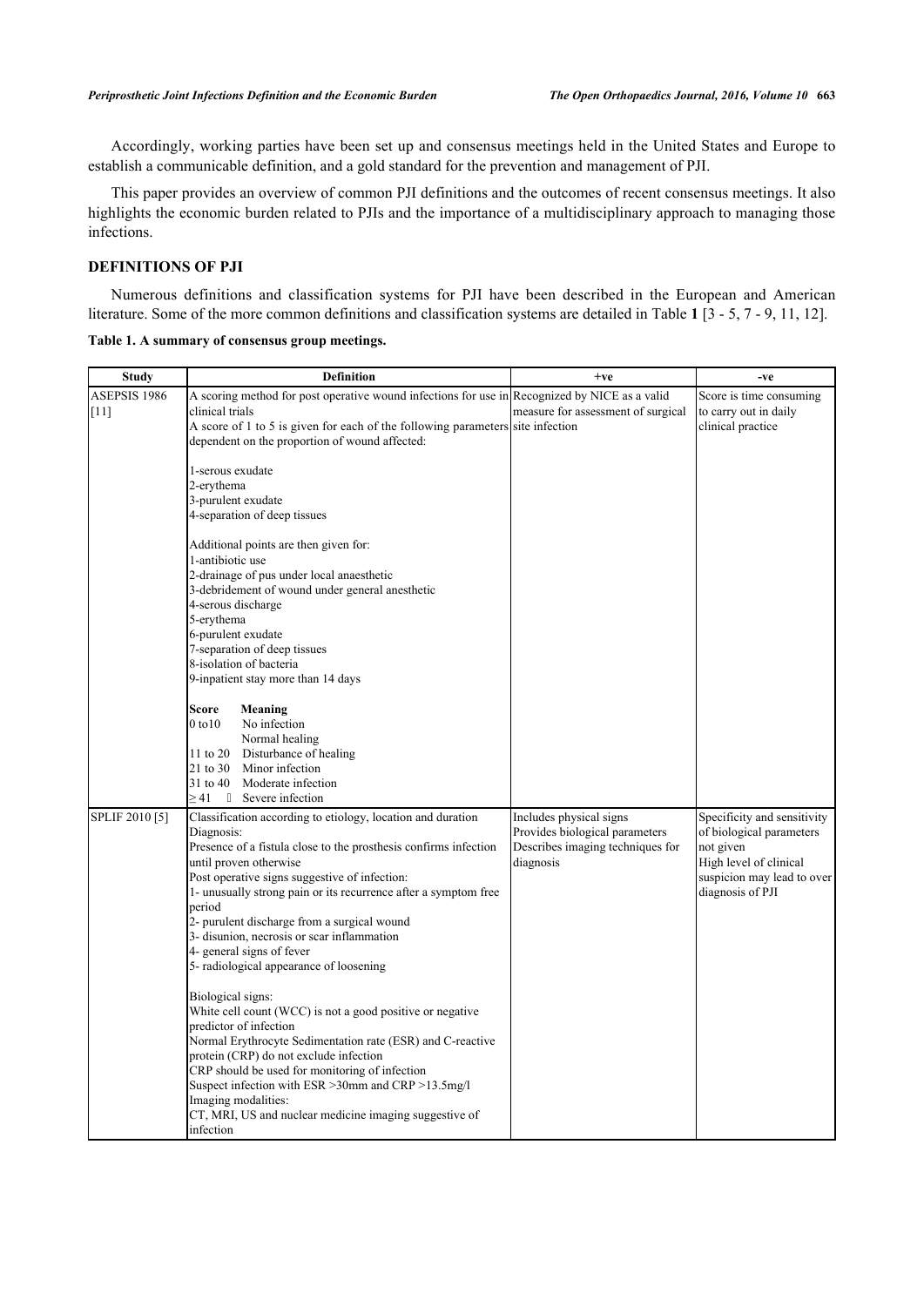Accordingly, working parties have been set up and consensus meetings held in the United States and Europe to establish a communicable definition, and a gold standard for the prevention and management of PJI.

This paper provides an overview of common PJI definitions and the outcomes of recent consensus meetings. It also highlights the economic burden related to PJIs and the importance of a multidisciplinary approach to managing those infections.

## DEFINITIONS OF PJI

Numerous definitions and classification systems for PJI have been described in the European and American literature. Some of the more common definitions and classification systems are detailed in Table **1** [3 - 5, 7 - 9, 11, 12].

**Table 1. A summary of consensus group meetings.**

| Study | Definition | +ve | -ve |
|---|---|---|---|
| ASEPSIS 1986 [11] | A scoring method for post operative wound infections for use in clinical trials<br>A score of 1 to 5 is given for each of the following parameters dependent on the proportion of wound affected:<br><br>1-serous exudate<br>2-erythema<br>3-purulent exudate<br>4-separation of deep tissues<br><br>Additional points are then given for:<br>1-antibiotic use<br>2-drainage of pus under local anaesthetic<br>3-debridement of wound under general anesthetic<br>4-serous discharge<br>5-erythema<br>6-purulent exudate<br>7-separation of deep tissues<br>8-isolation of bacteria<br>9-inpatient stay more than 14 days<br><br>**Score** **Meaning**<br>0 to10 No infection<br>Normal healing<br>11 to 20 Disturbance of healing<br>21 to 30 Minor infection<br>31 to 40 Moderate infection<br>≥ 41 Severe infection | Recognized by NICE as a valid measure for assessment of surgical site infection | Score is time consuming to carry out in daily clinical practice |
| SPLIF 2010 [5] | Classification according to etiology, location and duration<br>Diagnosis:<br>Presence of a fistula close to the prosthesis confirms infection until proven otherwise<br>Post operative signs suggestive of infection:<br>1- unusually strong pain or its recurrence after a symptom free period<br>2- purulent discharge from a surgical wound<br>3- disunion, necrosis or scar inflammation<br>4- general signs of fever<br>5- radiological appearance of loosening<br><br>Biological signs:<br>White cell count (WCC) is not a good positive or negative predictor of infection<br>Normal Erythrocyte Sedimentation rate (ESR) and C-reactive protein (CRP) do not exclude infection<br>CRP should be used for monitoring of infection<br>Suspect infection with ESR >30mm and CRP >13.5mg/l<br>Imaging modalities:<br>CT, MRI, US and nuclear medicine imaging suggestive of infection | Includes physical signs<br>Provides biological parameters<br>Describes imaging techniques for diagnosis | Specificity and sensitivity of biological parameters not given<br>High level of clinical suspicion may lead to over diagnosis of PJI |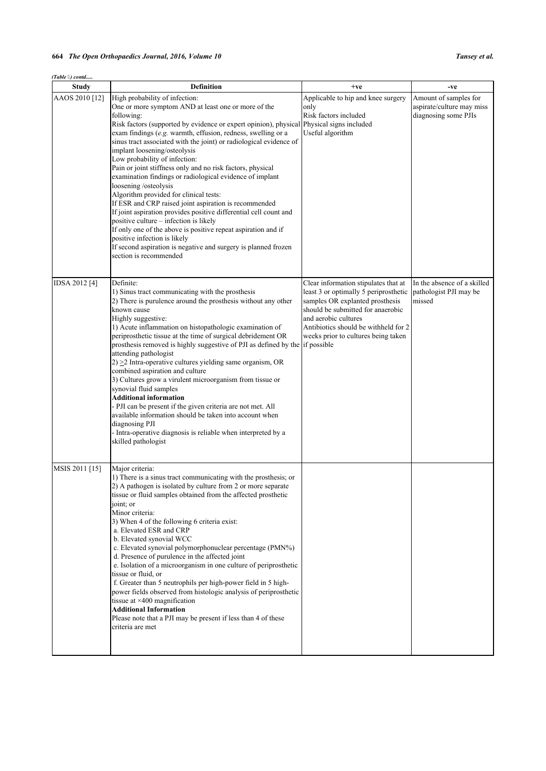*(Table 1) contd.....*

| Study | Definition | +ve | -ve |
|---|---|---|---|
| AAOS 2010 [12] | High probability of infection:<br>One or more symptom AND at least one or more of the following:<br>Risk factors (supported by evidence or expert opinion), physical exam findings (*e.g.* warmth, effusion, redness, swelling or a sinus tract associated with the joint) or radiological evidence of implant loosening/osteolysis<br>Low probability of infection:<br>Pain or joint stiffness only and no risk factors, physical examination findings or radiological evidence of implant loosening /osteolysis<br>Algorithm provided for clinical tests:<br>If ESR and CRP raised joint aspiration is recommended<br>If joint aspiration provides positive differential cell count and positive culture – infection is likely<br>If only one of the above is positive repeat aspiration and if positive infection is likely<br>If second aspiration is negative and surgery is planned frozen section is recommended | Applicable to hip and knee surgery only<br>Risk factors included<br>Physical signs included<br>Useful algorithm | Amount of samples for aspirate/culture may miss diagnosing some PJIs |
| IDSA 2012 [4] | Definite:<br>1) Sinus tract communicating with the prosthesis<br>2) There is purulence around the prosthesis without any other known cause<br>Highly suggestive:<br>1) Acute inflammation on histopathologic examination of periprosthetic tissue at the time of surgical debridement OR prosthesis removed is highly suggestive of PJI as defined by the attending pathologist<br>2) $\geq$2 Intra-operative cultures yielding same organism, OR combined aspiration and culture<br>3) Cultures grow a virulent microorganism from tissue or synovial fluid samples<br>**Additional information**<br>- PJI can be present if the given criteria are not met. All available information should be taken into account when diagnosing PJI<br>- Intra-operative diagnosis is reliable when interpreted by a skilled pathologist | Clear information stipulates that at least 3 or optimally 5 periprosthetic samples OR explanted prosthesis should be submitted for anaerobic and aerobic cultures<br>Antibiotics should be withheld for 2 weeks prior to cultures being taken if possible | In the absence of a skilled pathologist PJI may be missed |
| MSIS 2011 [15] | Major criteria:<br>1) There is a sinus tract communicating with the prosthesis; or<br>2) A pathogen is isolated by culture from 2 or more separate tissue or fluid samples obtained from the affected prosthetic joint; or<br>Minor criteria:<br>3) When 4 of the following 6 criteria exist:<br>a. Elevated ESR and CRP<br>b. Elevated synovial WCC<br>c. Elevated synovial polymorphonuclear percentage (PMN%)<br>d. Presence of purulence in the affected joint<br>e. Isolation of a microorganism in one culture of periprosthetic tissue or fluid, or<br>f. Greater than 5 neutrophils per high-power field in 5 high-power fields observed from histologic analysis of periprosthetic tissue at $\times$400 magnification<br>**Additional Information**<br>Please note that a PJI may be present if less than 4 of these criteria are met | | |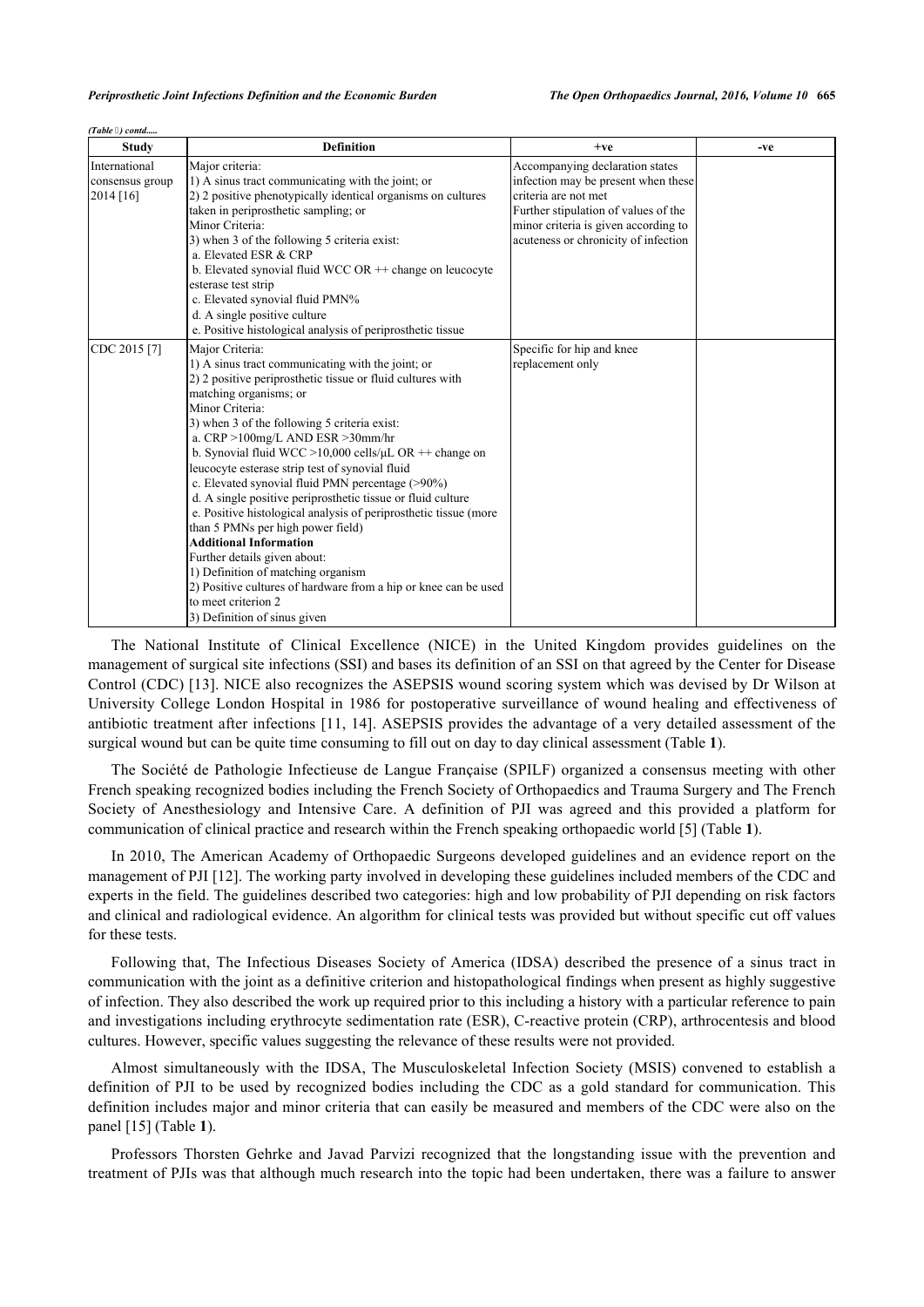*(Table 1) contd.....*

| Study | Definition | +ve | -ve |
|---|---|---|---|
| International consensus group 2014 [16] | Major criteria:<br>1) A sinus tract communicating with the joint; or<br>2) 2 positive phenotypically identical organisms on cultures taken in periprosthetic sampling; or<br>Minor Criteria:<br>3) when 3 of the following 5 criteria exist:<br>a. Elevated ESR & CRP<br>b. Elevated synovial fluid WCC OR ++ change on leucocyte esterase test strip<br>c. Elevated synovial fluid PMN%<br>d. A single positive culture<br>e. Positive histological analysis of periprosthetic tissue | Accompanying declaration states infection may be present when these criteria are not met<br>Further stipulation of values of the minor criteria is given according to acuteness or chronicity of infection | |
| CDC 2015 [7] | Major Criteria:<br>1) A sinus tract communicating with the joint; or<br>2) 2 positive periprosthetic tissue or fluid cultures with matching organisms; or<br>Minor Criteria:<br>3) when 3 of the following 5 criteria exist:<br>a. CRP >100mg/L AND ESR >30mm/hr<br>b. Synovial fluid WCC >10,000 cells/μL OR ++ change on leucocyte esterase strip test of synovial fluid<br>c. Elevated synovial fluid PMN percentage (>90%)<br>d. A single positive periprosthetic tissue or fluid culture<br>e. Positive histological analysis of periprosthetic tissue (more than 5 PMNs per high power field)<br>**Additional Information**<br>Further details given about:<br>1) Definition of matching organism<br>2) Positive cultures of hardware from a hip or knee can be used to meet criterion 2<br>3) Definition of sinus given | Specific for hip and knee replacement only | |

The National Institute of Clinical Excellence (NICE) in the United Kingdom provides guidelines on the management of surgical site infections (SSI) and bases its definition of an SSI on that agreed by the Center for Disease Control (CDC) [13]. NICE also recognizes the ASEPSIS wound scoring system which was devised by Dr Wilson at University College London Hospital in 1986 for postoperative surveillance of wound healing and effectiveness of antibiotic treatment after infections [11, 14]. ASEPSIS provides the advantage of a very detailed assessment of the surgical wound but can be quite time consuming to fill out on day to day clinical assessment (Table **1**).

The Société de Pathologie Infectieuse de Langue Française (SPILF) organized a consensus meeting with other French speaking recognized bodies including the French Society of Orthopaedics and Trauma Surgery and The French Society of Anesthesiology and Intensive Care. A definition of PJI was agreed and this provided a platform for communication of clinical practice and research within the French speaking orthopaedic world [5] (Table **1**).

In 2010, The American Academy of Orthopaedic Surgeons developed guidelines and an evidence report on the management of PJI [12]. The working party involved in developing these guidelines included members of the CDC and experts in the field. The guidelines described two categories: high and low probability of PJI depending on risk factors and clinical and radiological evidence. An algorithm for clinical tests was provided but without specific cut off values for these tests.

Following that, The Infectious Diseases Society of America (IDSA) described the presence of a sinus tract in communication with the joint as a definitive criterion and histopathological findings when present as highly suggestive of infection. They also described the work up required prior to this including a history with a particular reference to pain and investigations including erythrocyte sedimentation rate (ESR), C-reactive protein (CRP), arthrocentesis and blood cultures. However, specific values suggesting the relevance of these results were not provided.

Almost simultaneously with the IDSA, The Musculoskeletal Infection Society (MSIS) convened to establish a definition of PJI to be used by recognized bodies including the CDC as a gold standard for communication. This definition includes major and minor criteria that can easily be measured and members of the CDC were also on the panel [15] (Table **1**).

Professors Thorsten Gehrke and Javad Parvizi recognized that the longstanding issue with the prevention and treatment of PJIs was that although much research into the topic had been undertaken, there was a failure to answer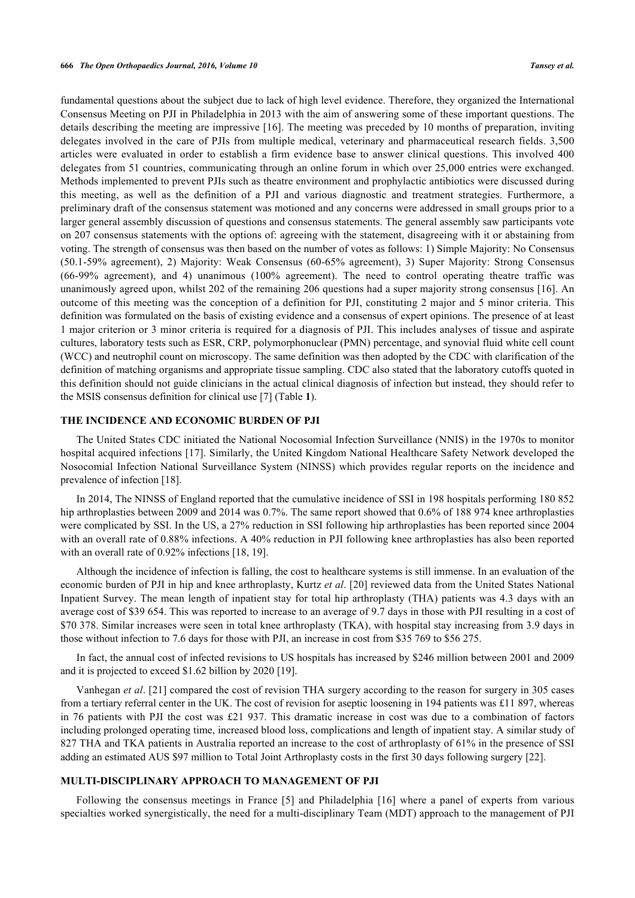fundamental questions about the subject due to lack of high level evidence. Therefore, they organized the International Consensus Meeting on PJI in Philadelphia in 2013 with the aim of answering some of these important questions. The details describing the meeting are impressive [16]. The meeting was preceded by 10 months of preparation, inviting delegates involved in the care of PJIs from multiple medical, veterinary and pharmaceutical research fields. 3,500 articles were evaluated in order to establish a firm evidence base to answer clinical questions. This involved 400 delegates from 51 countries, communicating through an online forum in which over 25,000 entries were exchanged. Methods implemented to prevent PJIs such as theatre environment and prophylactic antibiotics were discussed during this meeting, as well as the definition of a PJI and various diagnostic and treatment strategies. Furthermore, a preliminary draft of the consensus statement was motioned and any concerns were addressed in small groups prior to a larger general assembly discussion of questions and consensus statements. The general assembly saw participants vote on 207 consensus statements with the options of: agreeing with the statement, disagreeing with it or abstaining from voting. The strength of consensus was then based on the number of votes as follows: 1) Simple Majority: No Consensus (50.1-59% agreement), 2) Majority: Weak Consensus (60-65% agreement), 3) Super Majority: Strong Consensus (66-99% agreement), and 4) unanimous (100% agreement). The need to control operating theatre traffic was unanimously agreed upon, whilst 202 of the remaining 206 questions had a super majority strong consensus [16]. An outcome of this meeting was the conception of a definition for PJI, constituting 2 major and 5 minor criteria. This definition was formulated on the basis of existing evidence and a consensus of expert opinions. The presence of at least 1 major criterion or 3 minor criteria is required for a diagnosis of PJI. This includes analyses of tissue and aspirate cultures, laboratory tests such as ESR, CRP, polymorphonuclear (PMN) percentage, and synovial fluid white cell count (WCC) and neutrophil count on microscopy. The same definition was then adopted by the CDC with clarification of the definition of matching organisms and appropriate tissue sampling. CDC also stated that the laboratory cutoffs quoted in this definition should not guide clinicians in the actual clinical diagnosis of infection but instead, they should refer to the MSIS consensus definition for clinical use [7] (Table **1**).

## THE INCIDENCE AND ECONOMIC BURDEN OF PJI

The United States CDC initiated the National Nocosomial Infection Surveillance (NNIS) in the 1970s to monitor hospital acquired infections [17]. Similarly, the United Kingdom National Healthcare Safety Network developed the Nosocomial Infection National Surveillance System (NINSS) which provides regular reports on the incidence and prevalence of infection [18].

In 2014, The NINSS of England reported that the cumulative incidence of SSI in 198 hospitals performing 180 852 hip arthroplasties between 2009 and 2014 was 0.7%. The same report showed that 0.6% of 188 974 knee arthroplasties were complicated by SSI. In the US, a 27% reduction in SSI following hip arthroplasties has been reported since 2004 with an overall rate of 0.88% infections. A 40% reduction in PJI following knee arthroplasties has also been reported with an overall rate of 0.92% infections [18, 19].

Although the incidence of infection is falling, the cost to healthcare systems is still immense. In an evaluation of the economic burden of PJI in hip and knee arthroplasty, Kurtz *et al*. [20] reviewed data from the United States National Inpatient Survey. The mean length of inpatient stay for total hip arthroplasty (THA) patients was 4.3 days with an average cost of $39 654. This was reported to increase to an average of 9.7 days in those with PJI resulting in a cost of $70 378. Similar increases were seen in total knee arthroplasty (TKA), with hospital stay increasing from 3.9 days in those without infection to 7.6 days for those with PJI, an increase in cost from $35 769 to $56 275.

In fact, the annual cost of infected revisions to US hospitals has increased by $246 million between 2001 and 2009 and it is projected to exceed $1.62 billion by 2020 [19].

Vanhegan *et al*. [21] compared the cost of revision THA surgery according to the reason for surgery in 305 cases from a tertiary referral center in the UK. The cost of revision for aseptic loosening in 194 patients was £11 897, whereas in 76 patients with PJI the cost was £21 937. This dramatic increase in cost was due to a combination of factors including prolonged operating time, increased blood loss, complications and length of inpatient stay. A similar study of 827 THA and TKA patients in Australia reported an increase to the cost of arthroplasty of 61% in the presence of SSI adding an estimated AUS $97 million to Total Joint Arthroplasty costs in the first 30 days following surgery [22].

## MULTI-DISCIPLINARY APPROACH TO MANAGEMENT OF PJI

Following the consensus meetings in France [5] and Philadelphia [16] where a panel of experts from various specialties worked synergistically, the need for a multi-disciplinary Team (MDT) approach to the management of PJI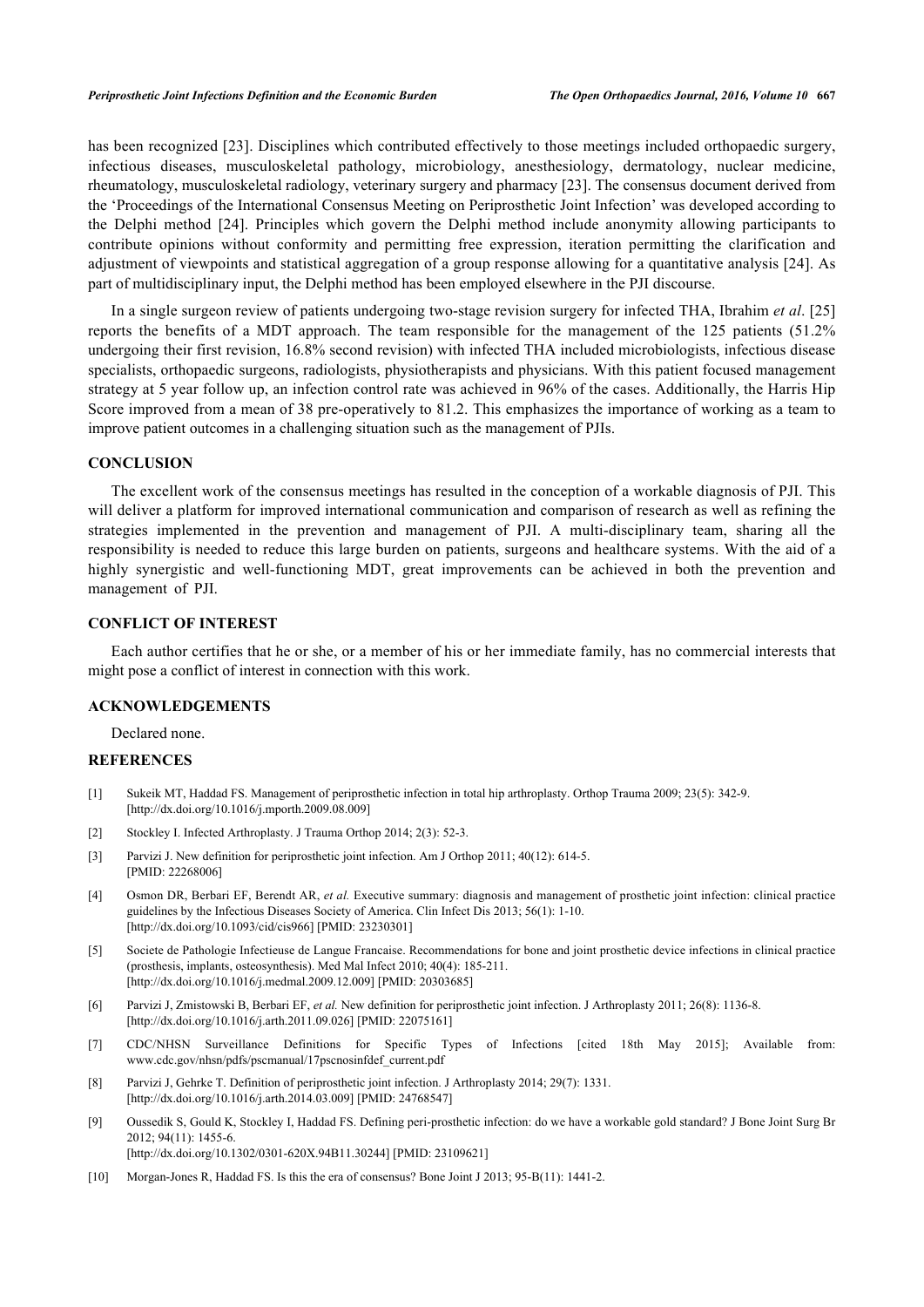has been recognized [23]. Disciplines which contributed effectively to those meetings included orthopaedic surgery, infectious diseases, musculoskeletal pathology, microbiology, anesthesiology, dermatology, nuclear medicine, rheumatology, musculoskeletal radiology, veterinary surgery and pharmacy [23]. The consensus document derived from the 'Proceedings of the International Consensus Meeting on Periprosthetic Joint Infection' was developed according to the Delphi method [24]. Principles which govern the Delphi method include anonymity allowing participants to contribute opinions without conformity and permitting free expression, iteration permitting the clarification and adjustment of viewpoints and statistical aggregation of a group response allowing for a quantitative analysis [24]. As part of multidisciplinary input, the Delphi method has been employed elsewhere in the PJI discourse.

In a single surgeon review of patients undergoing two-stage revision surgery for infected THA, Ibrahim *et al*. [25] reports the benefits of a MDT approach. The team responsible for the management of the 125 patients (51.2% undergoing their first revision, 16.8% second revision) with infected THA included microbiologists, infectious disease specialists, orthopaedic surgeons, radiologists, physiotherapists and physicians. With this patient focused management strategy at 5 year follow up, an infection control rate was achieved in 96% of the cases. Additionally, the Harris Hip Score improved from a mean of 38 pre-operatively to 81.2. This emphasizes the importance of working as a team to improve patient outcomes in a challenging situation such as the management of PJIs.

## CONCLUSION

The excellent work of the consensus meetings has resulted in the conception of a workable diagnosis of PJI. This will deliver a platform for improved international communication and comparison of research as well as refining the strategies implemented in the prevention and management of PJI. A multi-disciplinary team, sharing all the responsibility is needed to reduce this large burden on patients, surgeons and healthcare systems. With the aid of a highly synergistic and well-functioning MDT, great improvements can be achieved in both the prevention and management of PJI.

## CONFLICT OF INTEREST

Each author certifies that he or she, or a member of his or her immediate family, has no commercial interests that might pose a conflict of interest in connection with this work.

## ACKNOWLEDGEMENTS

Declared none.

## REFERENCES

[1] Sukeik MT, Haddad FS. Management of periprosthetic infection in total hip arthroplasty. Orthop Trauma 2009; 23(5): 342-9. [http://dx.doi.org/10.1016/j.mporth.2009.08.009]

[2] Stockley I. Infected Arthroplasty. J Trauma Orthop 2014; 2(3): 52-3.

[3] Parvizi J. New definition for periprosthetic joint infection. Am J Orthop 2011; 40(12): 614-5. [PMID: 22268006]

[4] Osmon DR, Berbari EF, Berendt AR, *et al.* Executive summary: diagnosis and management of prosthetic joint infection: clinical practice guidelines by the Infectious Diseases Society of America. Clin Infect Dis 2013; 56(1): 1-10. [http://dx.doi.org/10.1093/cid/cis966] [PMID: 23230301]

[5] Societe de Pathologie Infectieuse de Langue Francaise. Recommendations for bone and joint prosthetic device infections in clinical practice (prosthesis, implants, osteosynthesis). Med Mal Infect 2010; 40(4): 185-211. [http://dx.doi.org/10.1016/j.medmal.2009.12.009] [PMID: 20303685]

[6] Parvizi J, Zmistowski B, Berbari EF, *et al.* New definition for periprosthetic joint infection. J Arthroplasty 2011; 26(8): 1136-8. [http://dx.doi.org/10.1016/j.arth.2011.09.026] [PMID: 22075161]

[7] CDC/NHSN Surveillance Definitions for Specific Types of Infections [cited 18th May 2015]; Available from: www.cdc.gov/nhsn/pdfs/pscmanual/17pscnosinfdef_current.pdf

[8] Parvizi J, Gehrke T. Definition of periprosthetic joint infection. J Arthroplasty 2014; 29(7): 1331. [http://dx.doi.org/10.1016/j.arth.2014.03.009] [PMID: 24768547]

[9] Oussedik S, Gould K, Stockley I, Haddad FS. Defining peri-prosthetic infection: do we have a workable gold standard? J Bone Joint Surg Br 2012; 94(11): 1455-6. [http://dx.doi.org/10.1302/0301-620X.94B11.30244] [PMID: 23109621]

[10] Morgan-Jones R, Haddad FS. Is this the era of consensus? Bone Joint J 2013; 95-B(11): 1441-2.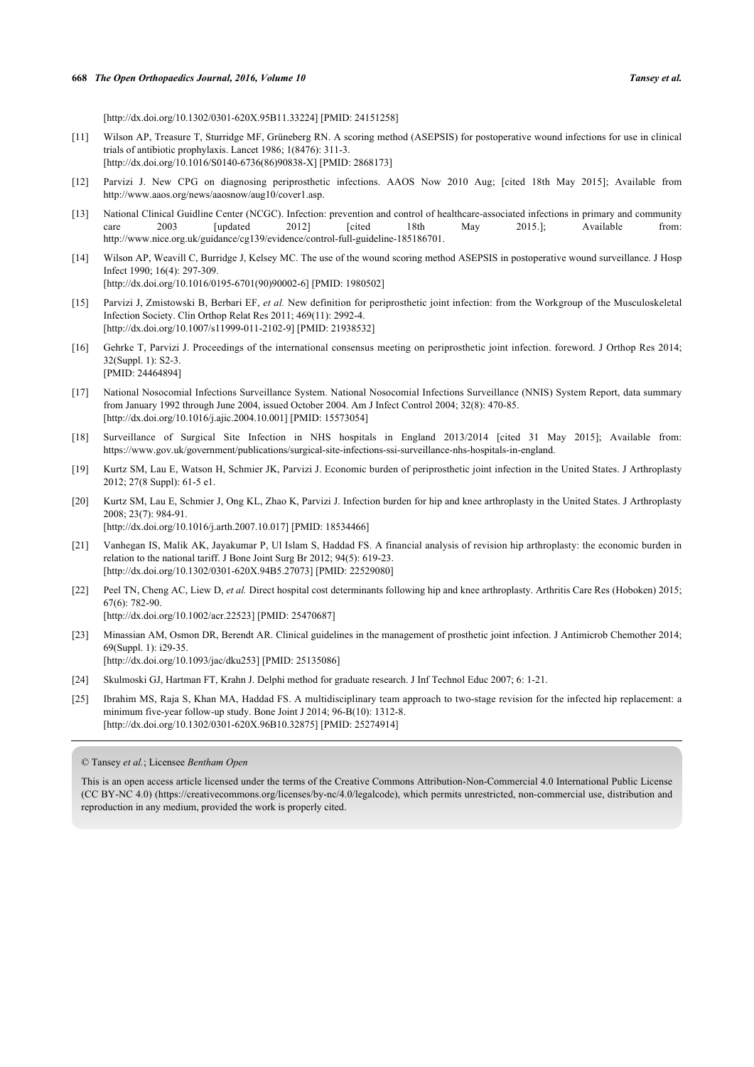[http://dx.doi.org/10.1302/0301-620X.95B11.33224] [PMID: 24151258]

[11] Wilson AP, Treasure T, Sturridge MF, Grüneberg RN. A scoring method (ASEPSIS) for postoperative wound infections for use in clinical trials of antibiotic prophylaxis. Lancet 1986; 1(8476): 311-3.
[http://dx.doi.org/10.1016/S0140-6736(86)90838-X] [PMID: 2868173]

[12] Parvizi J. New CPG on diagnosing periprosthetic infections. AAOS Now 2010 Aug; [cited 18th May 2015]; Available from http://www.aaos.org/news/aaosnow/aug10/cover1.asp.

[13] National Clinical Guidline Center (NCGC). Infection: prevention and control of healthcare-associated infections in primary and community care 2003 [updated 2012] [cited 18th May 2015.]; Available from: http://www.nice.org.uk/guidance/cg139/evidence/control-full-guideline-185186701.

[14] Wilson AP, Weavill C, Burridge J, Kelsey MC. The use of the wound scoring method ASEPSIS in postoperative wound surveillance. J Hosp Infect 1990; 16(4): 297-309.
[http://dx.doi.org/10.1016/0195-6701(90)90002-6] [PMID: 1980502]

[15] Parvizi J, Zmistowski B, Berbari EF, *et al.* New definition for periprosthetic joint infection: from the Workgroup of the Musculoskeletal Infection Society. Clin Orthop Relat Res 2011; 469(11): 2992-4.
[http://dx.doi.org/10.1007/s11999-011-2102-9] [PMID: 21938532]

[16] Gehrke T, Parvizi J. Proceedings of the international consensus meeting on periprosthetic joint infection. foreword. J Orthop Res 2014; 32(Suppl. 1): S2-3.
[PMID: 24464894]

[17] National Nosocomial Infections Surveillance System. National Nosocomial Infections Surveillance (NNIS) System Report, data summary from January 1992 through June 2004, issued October 2004. Am J Infect Control 2004; 32(8): 470-85.
[http://dx.doi.org/10.1016/j.ajic.2004.10.001] [PMID: 15573054]

[18] Surveillance of Surgical Site Infection in NHS hospitals in England 2013/2014 [cited 31 May 2015]; Available from: https://www.gov.uk/government/publications/surgical-site-infections-ssi-surveillance-nhs-hospitals-in-england.

[19] Kurtz SM, Lau E, Watson H, Schmier JK, Parvizi J. Economic burden of periprosthetic joint infection in the United States. J Arthroplasty 2012; 27(8 Suppl): 61-5 e1.

[20] Kurtz SM, Lau E, Schmier J, Ong KL, Zhao K, Parvizi J. Infection burden for hip and knee arthroplasty in the United States. J Arthroplasty 2008; 23(7): 984-91.
[http://dx.doi.org/10.1016/j.arth.2007.10.017] [PMID: 18534466]

[21] Vanhegan IS, Malik AK, Jayakumar P, Ul Islam S, Haddad FS. A financial analysis of revision hip arthroplasty: the economic burden in relation to the national tariff. J Bone Joint Surg Br 2012; 94(5): 619-23.
[http://dx.doi.org/10.1302/0301-620X.94B5.27073] [PMID: 22529080]

[22] Peel TN, Cheng AC, Liew D, *et al.* Direct hospital cost determinants following hip and knee arthroplasty. Arthritis Care Res (Hoboken) 2015; 67(6): 782-90.
[http://dx.doi.org/10.1002/acr.22523] [PMID: 25470687]

[23] Minassian AM, Osmon DR, Berendt AR. Clinical guidelines in the management of prosthetic joint infection. J Antimicrob Chemother 2014; 69(Suppl. 1): i29-35.
[http://dx.doi.org/10.1093/jac/dku253] [PMID: 25135086]

[24] Skulmoski GJ, Hartman FT, Krahn J. Delphi method for graduate research. J Inf Technol Educ 2007; 6: 1-21.

[25] Ibrahim MS, Raja S, Khan MA, Haddad FS. A multidisciplinary team approach to two-stage revision for the infected hip replacement: a minimum five-year follow-up study. Bone Joint J 2014; 96-B(10): 1312-8.
[http://dx.doi.org/10.1302/0301-620X.96B10.32875] [PMID: 25274914]

---

© Tansey *et al.*; Licensee *Bentham Open*

This is an open access article licensed under the terms of the Creative Commons Attribution-Non-Commercial 4.0 International Public License (CC BY-NC 4.0) (https://creativecommons.org/licenses/by-nc/4.0/legalcode), which permits unrestricted, non-commercial use, distribution and reproduction in any medium, provided the work is properly cited.